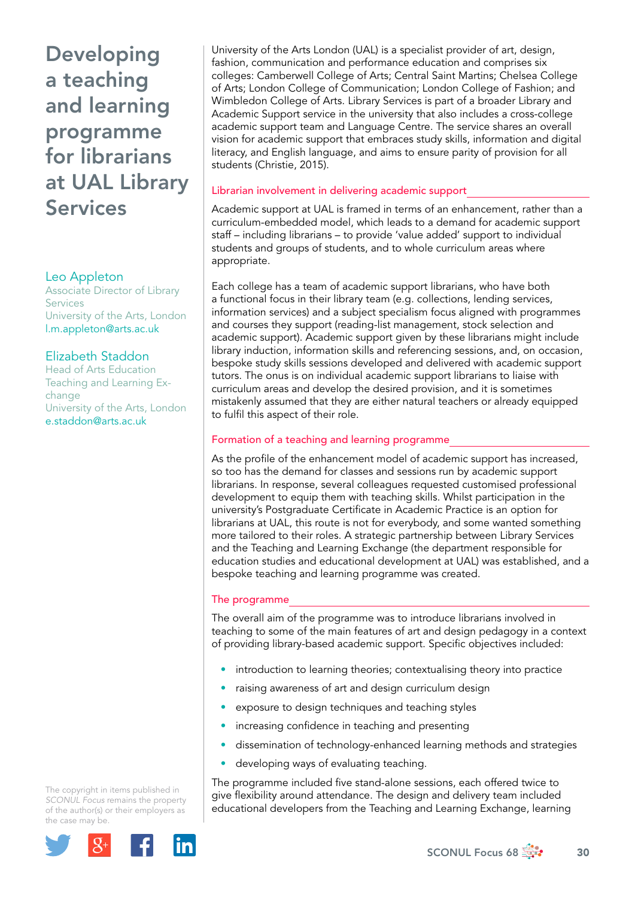# Developing a teaching and learning programme for librarians at UAL Library Services

Leo Appleton
Associate Director of Library Services
University of the Arts, London
l.m.appleton@arts.ac.uk

Elizabeth Staddon
Head of Arts Education
Teaching and Learning Exchange
University of the Arts, London
e.staddon@arts.ac.uk

University of the Arts London (UAL) is a specialist provider of art, design, fashion, communication and performance education and comprises six colleges: Camberwell College of Arts; Central Saint Martins; Chelsea College of Arts; London College of Communication; London College of Fashion; and Wimbledon College of Arts. Library Services is part of a broader Library and Academic Support service in the university that also includes a cross-college academic support team and Language Centre. The service shares an overall vision for academic support that embraces study skills, information and digital literacy, and English language, and aims to ensure parity of provision for all students (Christie, 2015).

## Librarian involvement in delivering academic support

Academic support at UAL is framed in terms of an enhancement, rather than a curriculum-embedded model, which leads to a demand for academic support staff – including librarians – to provide 'value added' support to individual students and groups of students, and to whole curriculum areas where appropriate.

Each college has a team of academic support librarians, who have both a functional focus in their library team (e.g. collections, lending services, information services) and a subject specialism focus aligned with programmes and courses they support (reading-list management, stock selection and academic support). Academic support given by these librarians might include library induction, information skills and referencing sessions, and, on occasion, bespoke study skills sessions developed and delivered with academic support tutors. The onus is on individual academic support librarians to liaise with curriculum areas and develop the desired provision, and it is sometimes mistakenly assumed that they are either natural teachers or already equipped to fulfil this aspect of their role.

## Formation of a teaching and learning programme

As the profile of the enhancement model of academic support has increased, so too has the demand for classes and sessions run by academic support librarians. In response, several colleagues requested customised professional development to equip them with teaching skills. Whilst participation in the university's Postgraduate Certificate in Academic Practice is an option for librarians at UAL, this route is not for everybody, and some wanted something more tailored to their roles. A strategic partnership between Library Services and the Teaching and Learning Exchange (the department responsible for education studies and educational development at UAL) was established, and a bespoke teaching and learning programme was created.

## The programme

The overall aim of the programme was to introduce librarians involved in teaching to some of the main features of art and design pedagogy in a context of providing library-based academic support. Specific objectives included:

- introduction to learning theories; contextualising theory into practice
- raising awareness of art and design curriculum design
- exposure to design techniques and teaching styles
- increasing confidence in teaching and presenting
- dissemination of technology-enhanced learning methods and strategies
- developing ways of evaluating teaching.

The programme included five stand-alone sessions, each offered twice to give flexibility around attendance. The design and delivery team included educational developers from the Teaching and Learning Exchange, learning

The copyright in items published in *SCONUL Focus* remains the property of the author(s) or their employers as the case may be.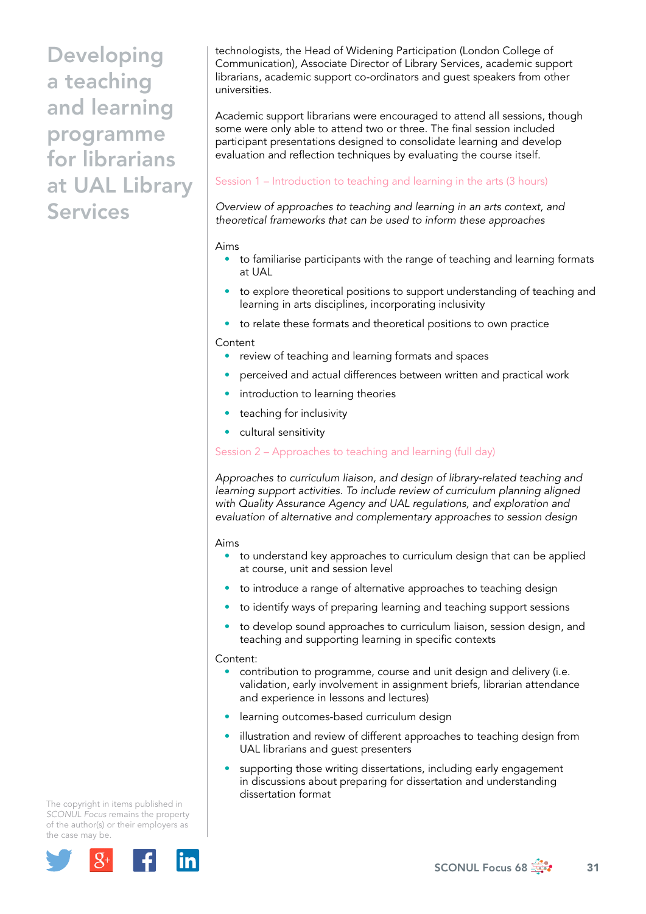technologists, the Head of Widening Participation (London College of Communication), Associate Director of Library Services, academic support librarians, academic support co-ordinators and guest speakers from other universities.

Academic support librarians were encouraged to attend all sessions, though some were only able to attend two or three. The final session included participant presentations designed to consolidate learning and develop evaluation and reflection techniques by evaluating the course itself.

### Session 1 – Introduction to teaching and learning in the arts (3 hours)

*Overview of approaches to teaching and learning in an arts context, and theoretical frameworks that can be used to inform these approaches*

Aims

- to familiarise participants with the range of teaching and learning formats at UAL
- to explore theoretical positions to support understanding of teaching and learning in arts disciplines, incorporating inclusivity
- to relate these formats and theoretical positions to own practice

Content

- review of teaching and learning formats and spaces
- perceived and actual differences between written and practical work
- introduction to learning theories
- teaching for inclusivity
- cultural sensitivity

### Session 2 – Approaches to teaching and learning (full day)

*Approaches to curriculum liaison, and design of library-related teaching and learning support activities. To include review of curriculum planning aligned with Quality Assurance Agency and UAL regulations, and exploration and evaluation of alternative and complementary approaches to session design*

Aims

- to understand key approaches to curriculum design that can be applied at course, unit and session level
- to introduce a range of alternative approaches to teaching design
- to identify ways of preparing learning and teaching support sessions
- to develop sound approaches to curriculum liaison, session design, and teaching and supporting learning in specific contexts

Content:

- contribution to programme, course and unit design and delivery (i.e. validation, early involvement in assignment briefs, librarian attendance and experience in lessons and lectures)
- learning outcomes-based curriculum design
- illustration and review of different approaches to teaching design from UAL librarians and guest presenters
- supporting those writing dissertations, including early engagement in discussions about preparing for dissertation and understanding dissertation format

The copyright in items published in *SCONUL Focus* remains the property of the author(s) or their employers as the case may be.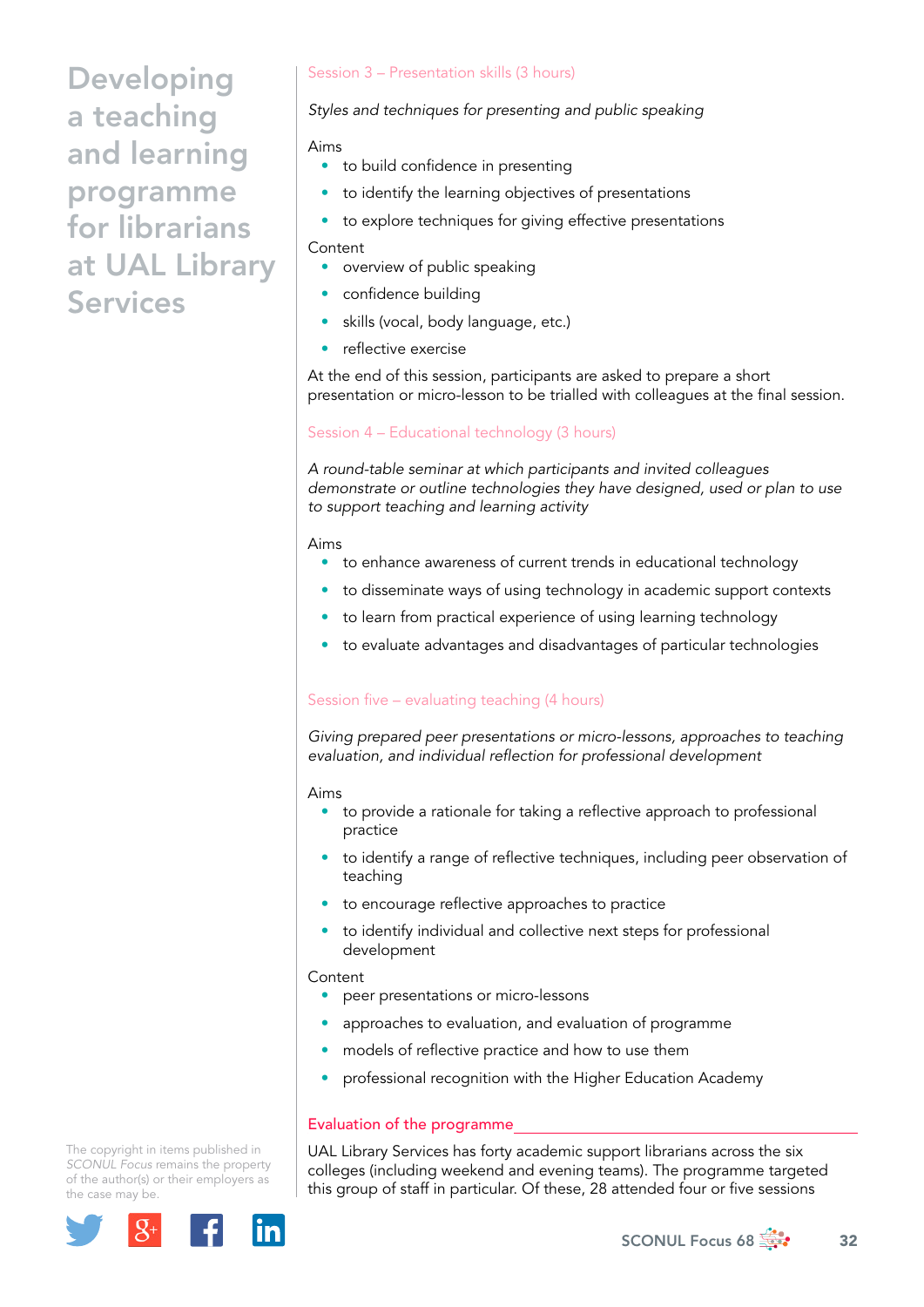### Session 3 – Presentation skills (3 hours)

*Styles and techniques for presenting and public speaking*

Aims

- to build confidence in presenting
- to identify the learning objectives of presentations
- to explore techniques for giving effective presentations

Content

- overview of public speaking
- confidence building
- skills (vocal, body language, etc.)
- reflective exercise

At the end of this session, participants are asked to prepare a short presentation or micro-lesson to be trialled with colleagues at the final session.

### Session 4 – Educational technology (3 hours)

*A round-table seminar at which participants and invited colleagues demonstrate or outline technologies they have designed, used or plan to use to support teaching and learning activity*

Aims

- to enhance awareness of current trends in educational technology
- to disseminate ways of using technology in academic support contexts
- to learn from practical experience of using learning technology
- to evaluate advantages and disadvantages of particular technologies

### Session five – evaluating teaching (4 hours)

*Giving prepared peer presentations or micro-lessons, approaches to teaching evaluation, and individual reflection for professional development*

Aims

- to provide a rationale for taking a reflective approach to professional practice
- to identify a range of reflective techniques, including peer observation of teaching
- to encourage reflective approaches to practice
- to identify individual and collective next steps for professional development

Content

- peer presentations or micro-lessons
- approaches to evaluation, and evaluation of programme
- models of reflective practice and how to use them
- professional recognition with the Higher Education Academy

## Evaluation of the programme

UAL Library Services has forty academic support librarians across the six colleges (including weekend and evening teams). The programme targeted this group of staff in particular. Of these, 28 attended four or five sessions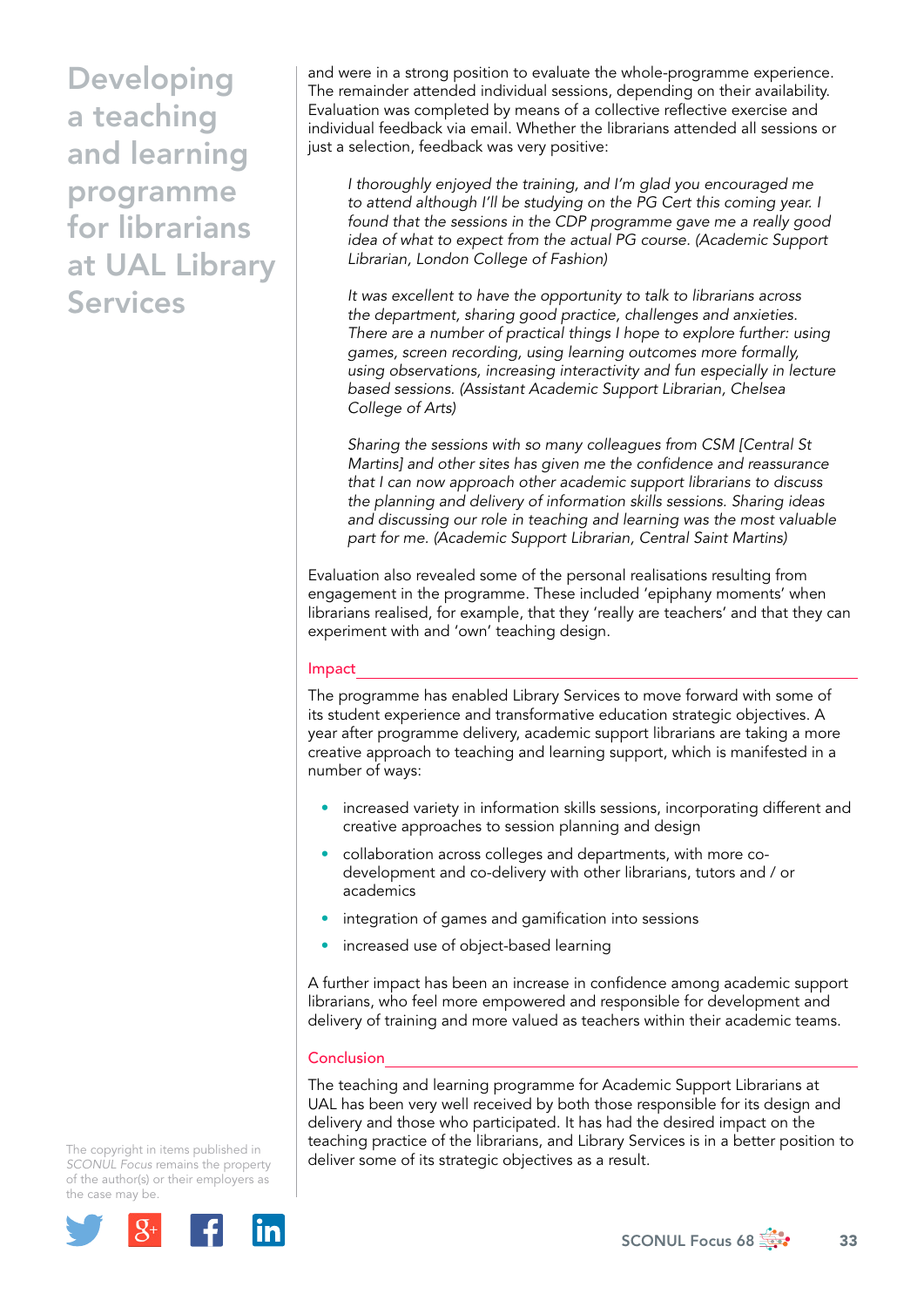and were in a strong position to evaluate the whole-programme experience. The remainder attended individual sessions, depending on their availability. Evaluation was completed by means of a collective reflective exercise and individual feedback via email. Whether the librarians attended all sessions or just a selection, feedback was very positive:

> *I thoroughly enjoyed the training, and I'm glad you encouraged me to attend although I'll be studying on the PG Cert this coming year. I found that the sessions in the CDP programme gave me a really good idea of what to expect from the actual PG course. (Academic Support Librarian, London College of Fashion)*

> *It was excellent to have the opportunity to talk to librarians across the department, sharing good practice, challenges and anxieties. There are a number of practical things I hope to explore further: using games, screen recording, using learning outcomes more formally, using observations, increasing interactivity and fun especially in lecture based sessions. (Assistant Academic Support Librarian, Chelsea College of Arts)*

> *Sharing the sessions with so many colleagues from CSM [Central St Martins] and other sites has given me the confidence and reassurance that I can now approach other academic support librarians to discuss the planning and delivery of information skills sessions. Sharing ideas and discussing our role in teaching and learning was the most valuable part for me. (Academic Support Librarian, Central Saint Martins)*

Evaluation also revealed some of the personal realisations resulting from engagement in the programme. These included 'epiphany moments' when librarians realised, for example, that they 'really are teachers' and that they can experiment with and 'own' teaching design.

## Impact

The programme has enabled Library Services to move forward with some of its student experience and transformative education strategic objectives. A year after programme delivery, academic support librarians are taking a more creative approach to teaching and learning support, which is manifested in a number of ways:

- increased variety in information skills sessions, incorporating different and creative approaches to session planning and design
- collaboration across colleges and departments, with more co-development and co-delivery with other librarians, tutors and / or academics
- integration of games and gamification into sessions
- increased use of object-based learning

A further impact has been an increase in confidence among academic support librarians, who feel more empowered and responsible for development and delivery of training and more valued as teachers within their academic teams.

## Conclusion

The teaching and learning programme for Academic Support Librarians at UAL has been very well received by both those responsible for its design and delivery and those who participated. It has had the desired impact on the teaching practice of the librarians, and Library Services is in a better position to deliver some of its strategic objectives as a result.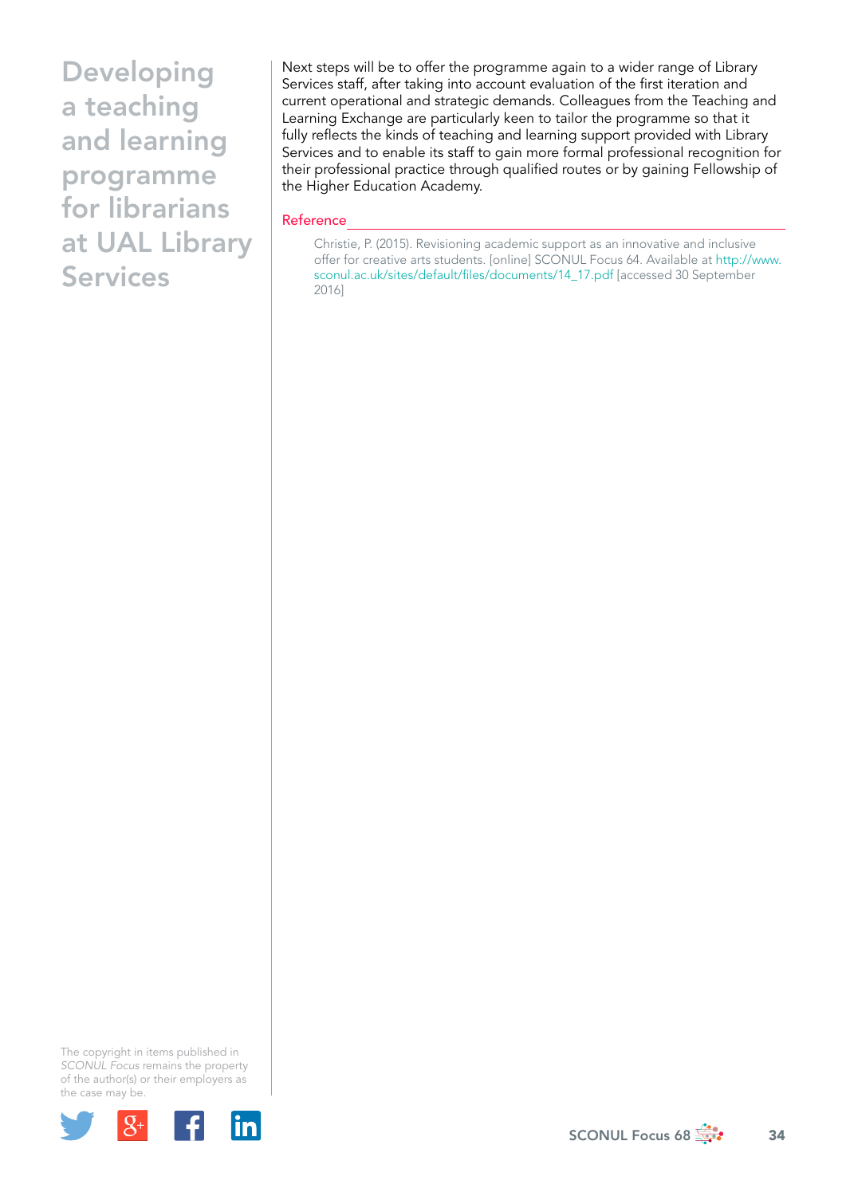Next steps will be to offer the programme again to a wider range of Library Services staff, after taking into account evaluation of the first iteration and current operational and strategic demands. Colleagues from the Teaching and Learning Exchange are particularly keen to tailor the programme so that it fully reflects the kinds of teaching and learning support provided with Library Services and to enable its staff to gain more formal professional recognition for their professional practice through qualified routes or by gaining Fellowship of the Higher Education Academy.

## Reference

Christie, P. (2015). Revisioning academic support as an innovative and inclusive offer for creative arts students. [online] SCONUL Focus 64. Available at http://www.sconul.ac.uk/sites/default/files/documents/14_17.pdf [accessed 30 September 2016]

The copyright in items published in *SCONUL Focus* remains the property of the author(s) or their employers as the case may be.